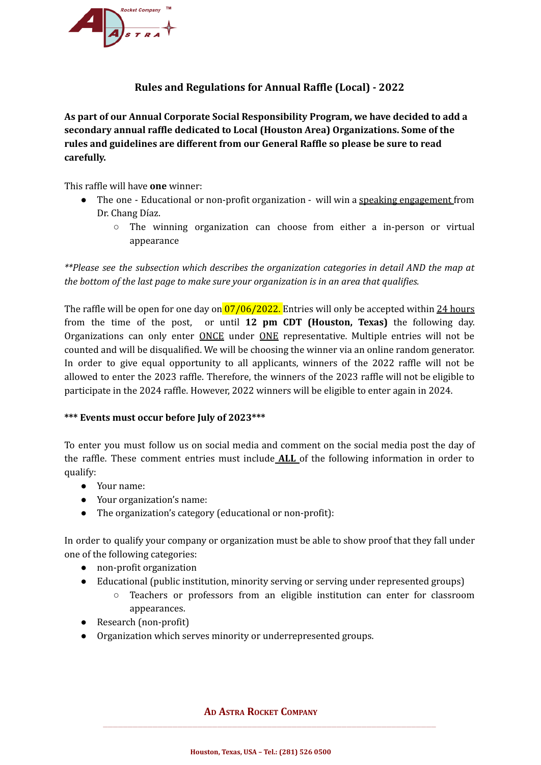## Rules and Regulations for Annual Raffle (Local) - 2022

**As part of our Annual Corporate Social Responsibility Program, we have decided to add a secondary annual raffle dedicated to Local (Houston Area) Organizations. Some of the rules and guidelines are different from our General Raffle so please be sure to read carefully.**

This raffle will have **one** winner:

- The one - Educational or non-profit organization - will win a speaking engagement from Dr. Chang Díaz.
  - The winning organization can choose from either a in-person or virtual appearance

*\*\*Please see the subsection which describes the organization categories in detail AND the map at the bottom of the last page to make sure your organization is in an area that qualifies.*

The raffle will be open for one day on 07/06/2022. Entries will only be accepted within 24 hours from the time of the post, or until **12 pm CDT (Houston, Texas)** the following day. Organizations can only enter ONCE under ONE representative. Multiple entries will not be counted and will be disqualified. We will be choosing the winner via an online random generator. In order to give equal opportunity to all applicants, winners of the 2022 raffle will not be allowed to enter the 2023 raffle. Therefore, the winners of the 2023 raffle will not be eligible to participate in the 2024 raffle. However, 2022 winners will be eligible to enter again in 2024.

**\*\*\* Events must occur before July of 2023\*\*\***

To enter you must follow us on social media and comment on the social media post the day of the raffle. These comment entries must include **ALL** of the following information in order to qualify:

- Your name:
- Your organization's name:
- The organization's category (educational or non-profit):

In order to qualify your company or organization must be able to show proof that they fall under one of the following categories:

- non-profit organization
- Educational (public institution, minority serving or serving under represented groups)
  - Teachers or professors from an eligible institution can enter for classroom appearances.
- Research (non-profit)
- Organization which serves minority or underrepresented groups.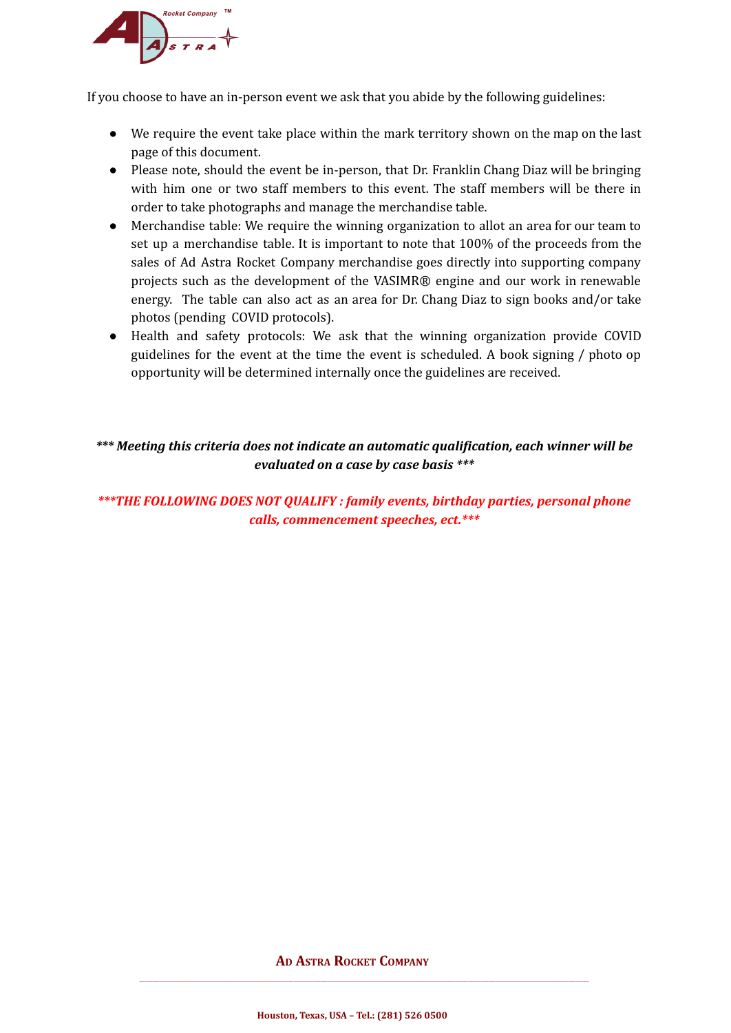If you choose to have an in-person event we ask that you abide by the following guidelines:

- We require the event take place within the mark territory shown on the map on the last page of this document.
- Please note, should the event be in-person, that Dr. Franklin Chang Diaz will be bringing with him one or two staff members to this event. The staff members will be there in order to take photographs and manage the merchandise table.
- Merchandise table: We require the winning organization to allot an area for our team to set up a merchandise table. It is important to note that 100% of the proceeds from the sales of Ad Astra Rocket Company merchandise goes directly into supporting company projects such as the development of the VASIMR® engine and our work in renewable energy. The table can also act as an area for Dr. Chang Diaz to sign books and/or take photos (pending COVID protocols).
- Health and safety protocols: We ask that the winning organization provide COVID guidelines for the event at the time the event is scheduled. A book signing / photo op opportunity will be determined internally once the guidelines are received.

***\*\*\* Meeting this criteria does not indicate an automatic qualification, each winner will be evaluated on a case by case basis \*\*\****

***\*\*\*THE FOLLOWING DOES NOT QUALIFY : family events, birthday parties, personal phone calls, commencement speeches, ect.\*\*\****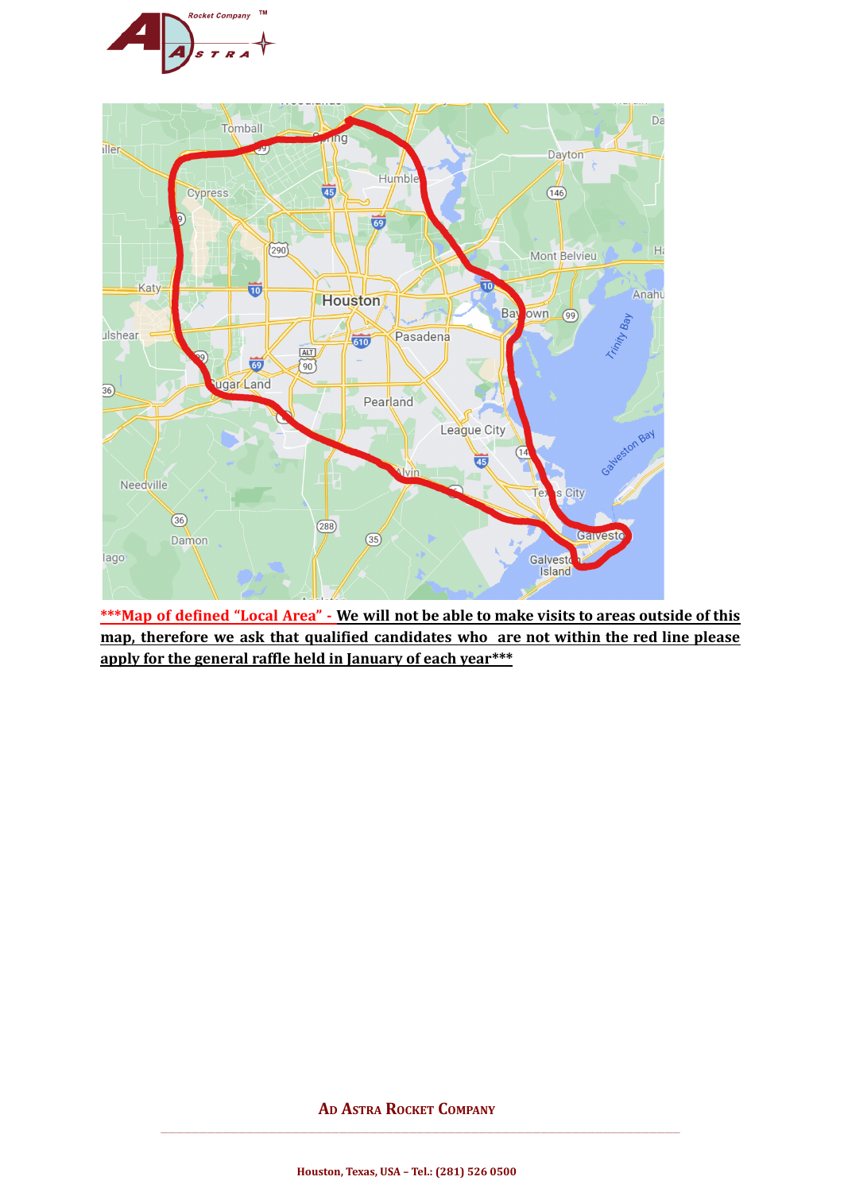**\*\*\*Map of defined "Local Area" - We will not be able to make visits to areas outside of this map, therefore we ask that qualified candidates who are not within the red line please apply for the general raffle held in January of each year\*\*\***